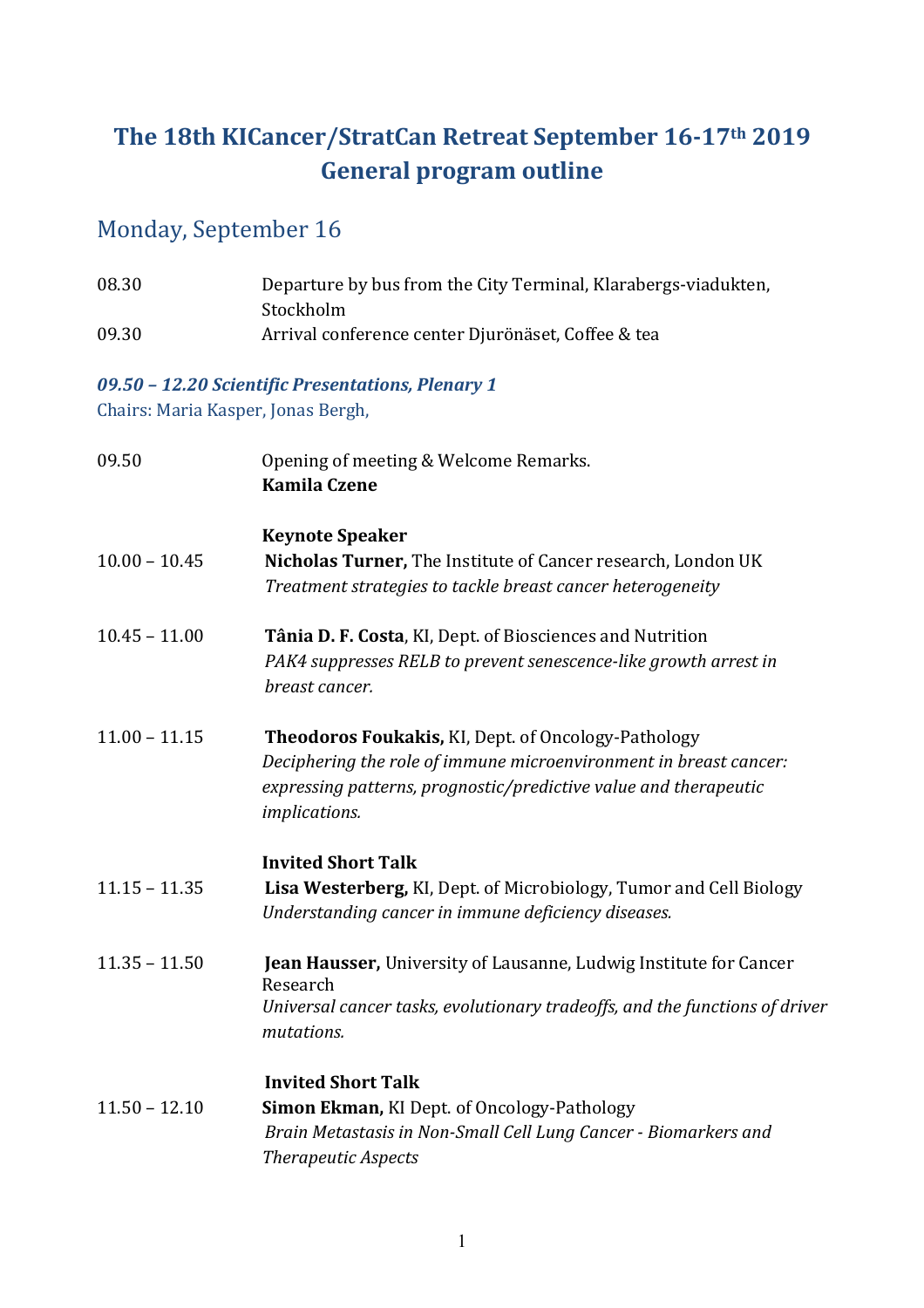# The 18th KICancer/StratCan Retreat September 16-17th 2019
# General program outline

## Monday, September 16

| | |
|---|---|
| 08.30 | Departure by bus from the City Terminal, Klarabergs-viadukten, Stockholm |
| 09.30 | Arrival conference center Djurönäset, Coffee & tea |

### *09.50 – 12.20 Scientific Presentations, Plenary 1*

Chairs: Maria Kasper, Jonas Bergh,

09.50 — Opening of meeting & Welcome Remarks.
**Kamila Czene**

**Keynote Speaker**

10.00 – 10.45 — **Nicholas Turner,** The Institute of Cancer research, London UK
*Treatment strategies to tackle breast cancer heterogeneity*

10.45 – 11.00 — **Tânia D. F. Costa**, KI, Dept. of Biosciences and Nutrition
*PAK4 suppresses RELB to prevent senescence-like growth arrest in breast cancer.*

11.00 – 11.15 — **Theodoros Foukakis,** KI, Dept. of Oncology-Pathology
*Deciphering the role of immune microenvironment in breast cancer: expressing patterns, prognostic/predictive value and therapeutic implications.*

**Invited Short Talk**

11.15 – 11.35 — **Lisa Westerberg,** KI, Dept. of Microbiology, Tumor and Cell Biology
*Understanding cancer in immune deficiency diseases.*

11.35 – 11.50 — **Jean Hausser,** University of Lausanne, Ludwig Institute for Cancer Research
*Universal cancer tasks, evolutionary tradeoffs, and the functions of driver mutations.*

**Invited Short Talk**

11.50 – 12.10 — **Simon Ekman,** KI Dept. of Oncology-Pathology
*Brain Metastasis in Non-Small Cell Lung Cancer - Biomarkers and Therapeutic Aspects*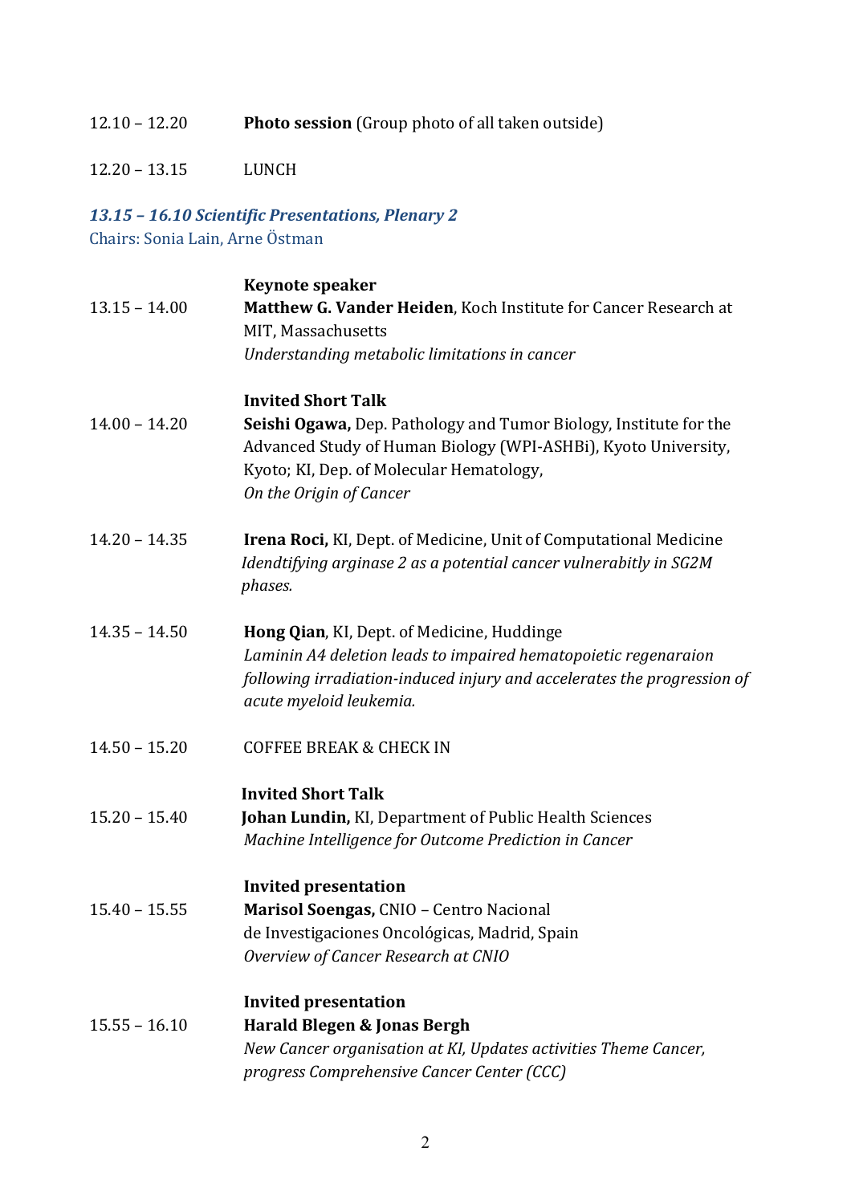12.10 – 12.20 **Photo session** (Group photo of all taken outside)

12.20 – 13.15 LUNCH

### *13.15 – 16.10 Scientific Presentations, Plenary 2*

Chairs: Sonia Lain, Arne Östman

13.15 – 14.00
**Keynote speaker**
**Matthew G. Vander Heiden**, Koch Institute for Cancer Research at MIT, Massachusetts
*Understanding metabolic limitations in cancer*

14.00 – 14.20
**Invited Short Talk**
**Seishi Ogawa,** Dep. Pathology and Tumor Biology, Institute for the Advanced Study of Human Biology (WPI-ASHBi), Kyoto University, Kyoto; KI, Dep. of Molecular Hematology,
*On the Origin of Cancer*

14.20 – 14.35
**Irena Roci,** KI, Dept. of Medicine, Unit of Computational Medicine
*Idendtifying arginase 2 as a potential cancer vulnerabitly in SG2M phases.*

14.35 – 14.50
**Hong Qian**, KI, Dept. of Medicine, Huddinge
*Laminin A4 deletion leads to impaired hematopoietic regenaraion following irradiation-induced injury and accelerates the progression of acute myeloid leukemia.*

14.50 – 15.20 COFFEE BREAK & CHECK IN

15.20 – 15.40
**Invited Short Talk**
**Johan Lundin,** KI, Department of Public Health Sciences
*Machine Intelligence for Outcome Prediction in Cancer*

15.40 – 15.55
**Invited presentation**
**Marisol Soengas,** CNIO – Centro Nacional de Investigaciones Oncológicas, Madrid, Spain
*Overview of Cancer Research at CNIO*

15.55 – 16.10
**Invited presentation**
**Harald Blegen & Jonas Bergh**
*New Cancer organisation at KI, Updates activities Theme Cancer, progress Comprehensive Cancer Center (CCC)*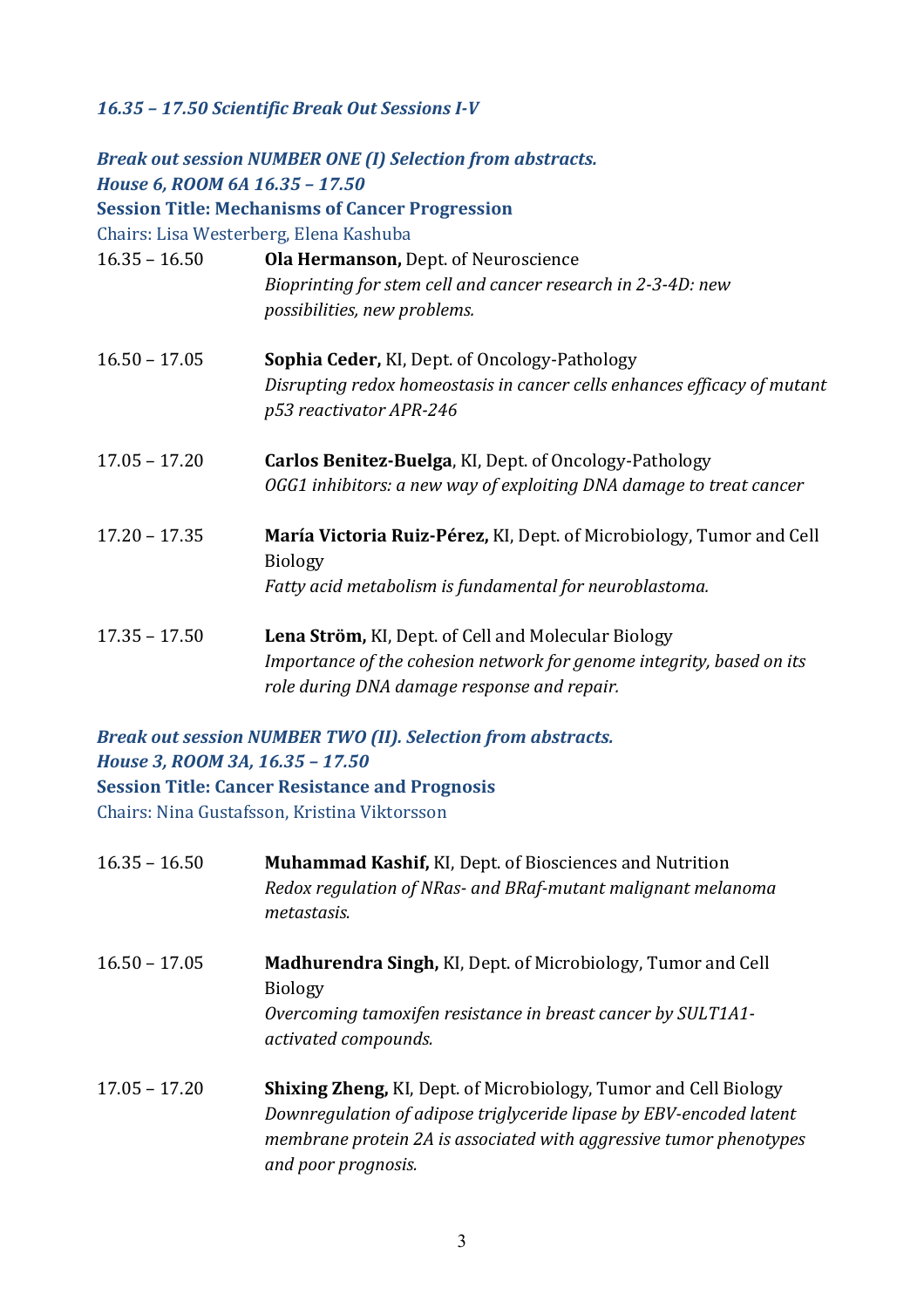***16.35 – 17.50 Scientific Break Out Sessions I-V***

***Break out session NUMBER ONE (I) Selection from abstracts.***
***House 6, ROOM 6A 16.35 – 17.50***

**Session Title: Mechanisms of Cancer Progression**

Chairs: Lisa Westerberg, Elena Kashuba

16.35 – 16.50 **Ola Hermanson,** Dept. of Neuroscience
*Bioprinting for stem cell and cancer research in 2-3-4D: new possibilities, new problems.*

16.50 – 17.05 **Sophia Ceder,** KI, Dept. of Oncology-Pathology
*Disrupting redox homeostasis in cancer cells enhances efficacy of mutant p53 reactivator APR-246*

17.05 – 17.20 **Carlos Benitez-Buelga**, KI, Dept. of Oncology-Pathology
*OGG1 inhibitors: a new way of exploiting DNA damage to treat cancer*

17.20 – 17.35 **María Victoria Ruiz-Pérez,** KI, Dept. of Microbiology, Tumor and Cell Biology
*Fatty acid metabolism is fundamental for neuroblastoma.*

17.35 – 17.50 **Lena Ström,** KI, Dept. of Cell and Molecular Biology
*Importance of the cohesion network for genome integrity, based on its role during DNA damage response and repair.*

***Break out session NUMBER TWO (II). Selection from abstracts.***
***House 3, ROOM 3A, 16.35 – 17.50***

**Session Title: Cancer Resistance and Prognosis**

Chairs: Nina Gustafsson, Kristina Viktorsson

16.35 – 16.50 **Muhammad Kashif,** KI, Dept. of Biosciences and Nutrition
*Redox regulation of NRas- and BRaf-mutant malignant melanoma metastasis.*

16.50 – 17.05 **Madhurendra Singh,** KI, Dept. of Microbiology, Tumor and Cell Biology
*Overcoming tamoxifen resistance in breast cancer by SULT1A1-activated compounds.*

17.05 – 17.20 **Shixing Zheng,** KI, Dept. of Microbiology, Tumor and Cell Biology
*Downregulation of adipose triglyceride lipase by EBV-encoded latent membrane protein 2A is associated with aggressive tumor phenotypes and poor prognosis.*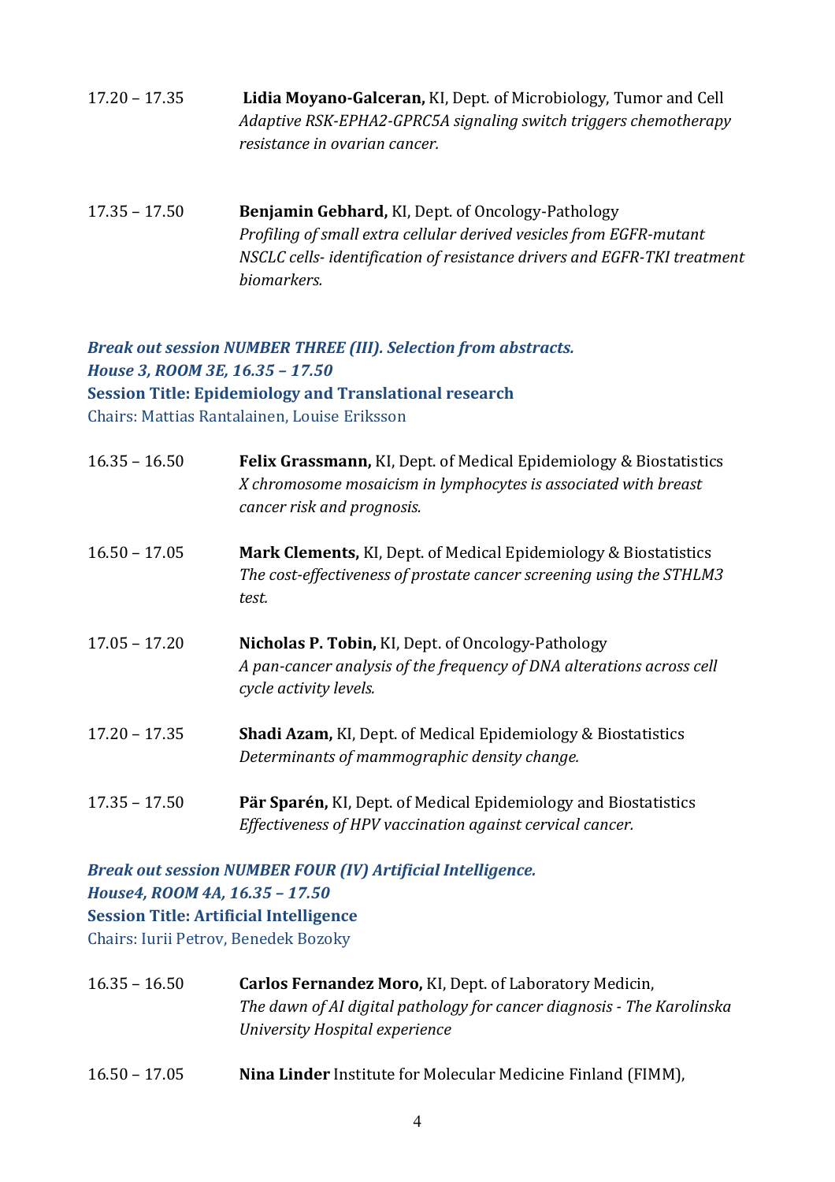17.20 – 17.35 **Lidia Moyano-Galceran,** KI, Dept. of Microbiology, Tumor and Cell
*Adaptive RSK-EPHA2-GPRC5A signaling switch triggers chemotherapy resistance in ovarian cancer.*

17.35 – 17.50 **Benjamin Gebhard,** KI, Dept. of Oncology-Pathology
*Profiling of small extra cellular derived vesicles from EGFR-mutant NSCLC cells- identification of resistance drivers and EGFR-TKI treatment biomarkers.*

***Break out session NUMBER THREE (III). Selection from abstracts.***
***House 3, ROOM 3E, 16.35 – 17.50***
**Session Title: Epidemiology and Translational research**
Chairs: Mattias Rantalainen, Louise Eriksson

16.35 – 16.50 **Felix Grassmann,** KI, Dept. of Medical Epidemiology & Biostatistics
*X chromosome mosaicism in lymphocytes is associated with breast cancer risk and prognosis.*

16.50 – 17.05 **Mark Clements,** KI, Dept. of Medical Epidemiology & Biostatistics
*The cost-effectiveness of prostate cancer screening using the STHLM3 test.*

17.05 – 17.20 **Nicholas P. Tobin,** KI, Dept. of Oncology-Pathology
*A pan-cancer analysis of the frequency of DNA alterations across cell cycle activity levels.*

17.20 – 17.35 **Shadi Azam,** KI, Dept. of Medical Epidemiology & Biostatistics
*Determinants of mammographic density change.*

17.35 – 17.50 **Pär Sparén,** KI, Dept. of Medical Epidemiology and Biostatistics
*Effectiveness of HPV vaccination against cervical cancer.*

***Break out session NUMBER FOUR (IV) Artificial Intelligence.***
***House4, ROOM 4A, 16.35 – 17.50***
**Session Title: Artificial Intelligence**
Chairs: Iurii Petrov, Benedek Bozoky

16.35 – 16.50 **Carlos Fernandez Moro,** KI, Dept. of Laboratory Medicin,
*The dawn of AI digital pathology for cancer diagnosis - The Karolinska University Hospital experience*

16.50 – 17.05 **Nina Linder** Institute for Molecular Medicine Finland (FIMM),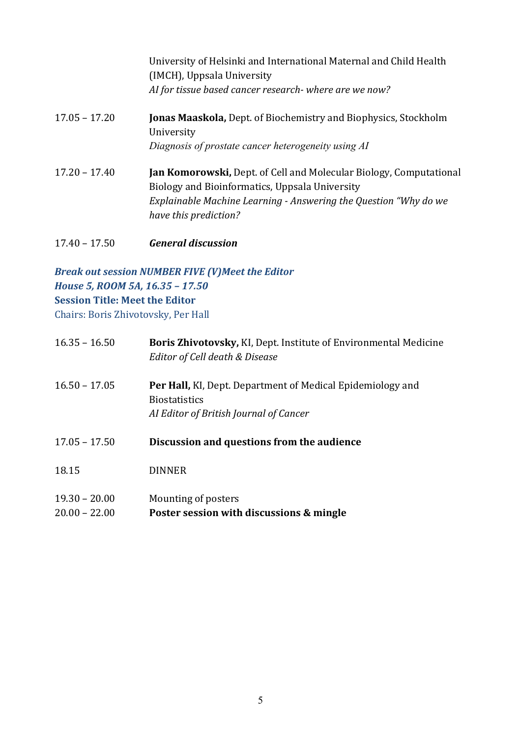University of Helsinki and International Maternal and Child Health (IMCH), Uppsala University
*AI for tissue based cancer research- where are we now?*

17.05 – 17.20 **Jonas Maaskola,** Dept. of Biochemistry and Biophysics, Stockholm University
*Diagnosis of prostate cancer heterogeneity using AI*

17.20 – 17.40 **Jan Komorowski,** Dept. of Cell and Molecular Biology, Computational Biology and Bioinformatics, Uppsala University
*Explainable Machine Learning - Answering the Question "Why do we have this prediction?*

17.40 – 17.50 ***General discussion***

***Break out session NUMBER FIVE (V)Meet the Editor***
***House 5, ROOM 5A, 16.35 – 17.50***
**Session Title: Meet the Editor**
Chairs: Boris Zhivotovsky, Per Hall

16.35 – 16.50 **Boris Zhivotovsky,** KI, Dept. Institute of Environmental Medicine
*Editor of Cell death & Disease*

16.50 – 17.05 **Per Hall,** KI, Dept. Department of Medical Epidemiology and Biostatistics
*AI Editor of British Journal of Cancer*

17.05 – 17.50 **Discussion and questions from the audience**

18.15 DINNER

19.30 – 20.00 Mounting of posters
20.00 – 22.00 **Poster session with discussions & mingle**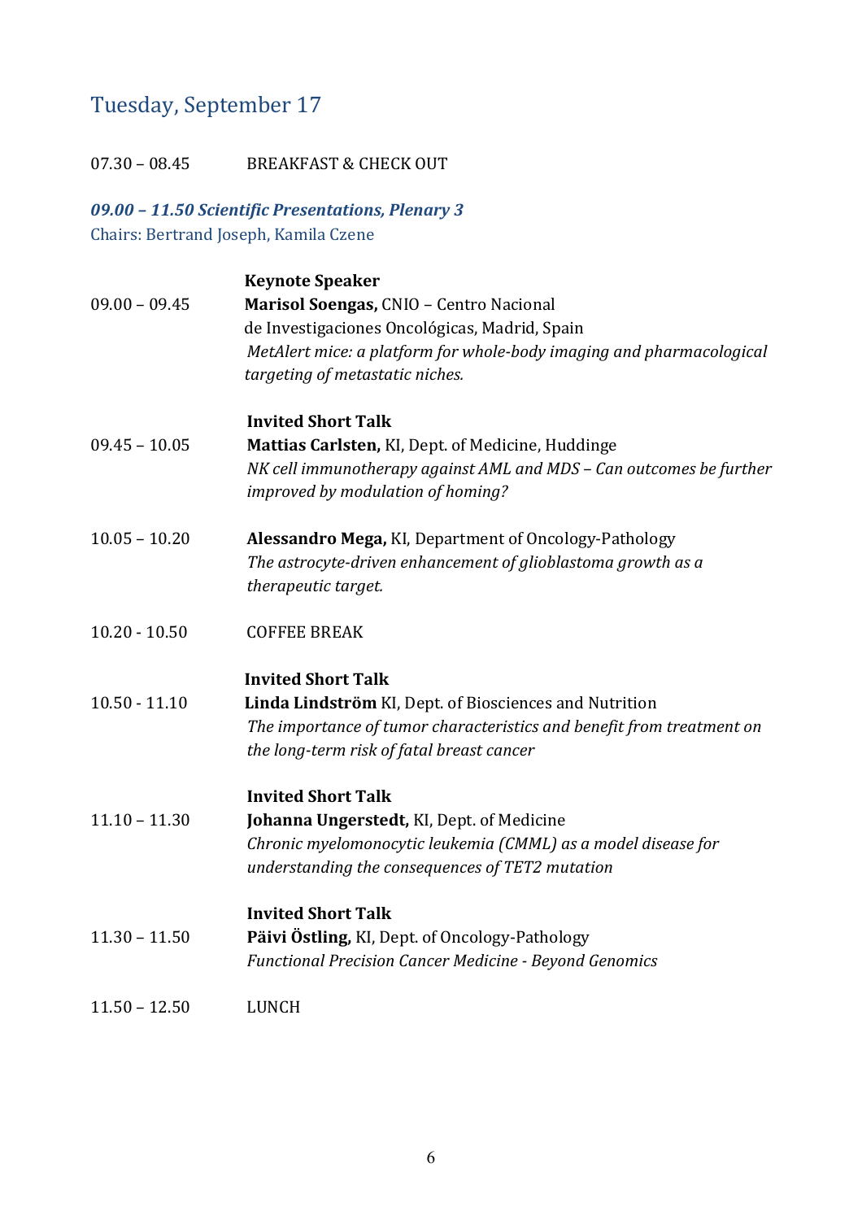## Tuesday, September 17

07.30 – 08.45 BREAKFAST & CHECK OUT

***09.00 – 11.50 Scientific Presentations, Plenary 3***

Chairs: Bertrand Joseph, Kamila Czene

**Keynote Speaker**

09.00 – 09.45 **Marisol Soengas,** CNIO – Centro Nacional de Investigaciones Oncológicas, Madrid, Spain

*MetAlert mice: a platform for whole-body imaging and pharmacological targeting of metastatic niches.*

**Invited Short Talk**

09.45 – 10.05 **Mattias Carlsten,** KI, Dept. of Medicine, Huddinge

*NK cell immunotherapy against AML and MDS – Can outcomes be further improved by modulation of homing?*

10.05 – 10.20 **Alessandro Mega,** KI, Department of Oncology-Pathology

*The astrocyte-driven enhancement of glioblastoma growth as a therapeutic target.*

10.20 - 10.50 COFFEE BREAK

**Invited Short Talk**

10.50 - 11.10 **Linda Lindström** KI, Dept. of Biosciences and Nutrition

*The importance of tumor characteristics and benefit from treatment on the long-term risk of fatal breast cancer*

**Invited Short Talk**

11.10 – 11.30 **Johanna Ungerstedt,** KI, Dept. of Medicine

*Chronic myelomonocytic leukemia (CMML) as a model disease for understanding the consequences of TET2 mutation*

**Invited Short Talk**

11.30 – 11.50 **Päivi Östling,** KI, Dept. of Oncology-Pathology

*Functional Precision Cancer Medicine - Beyond Genomics*

11.50 – 12.50 LUNCH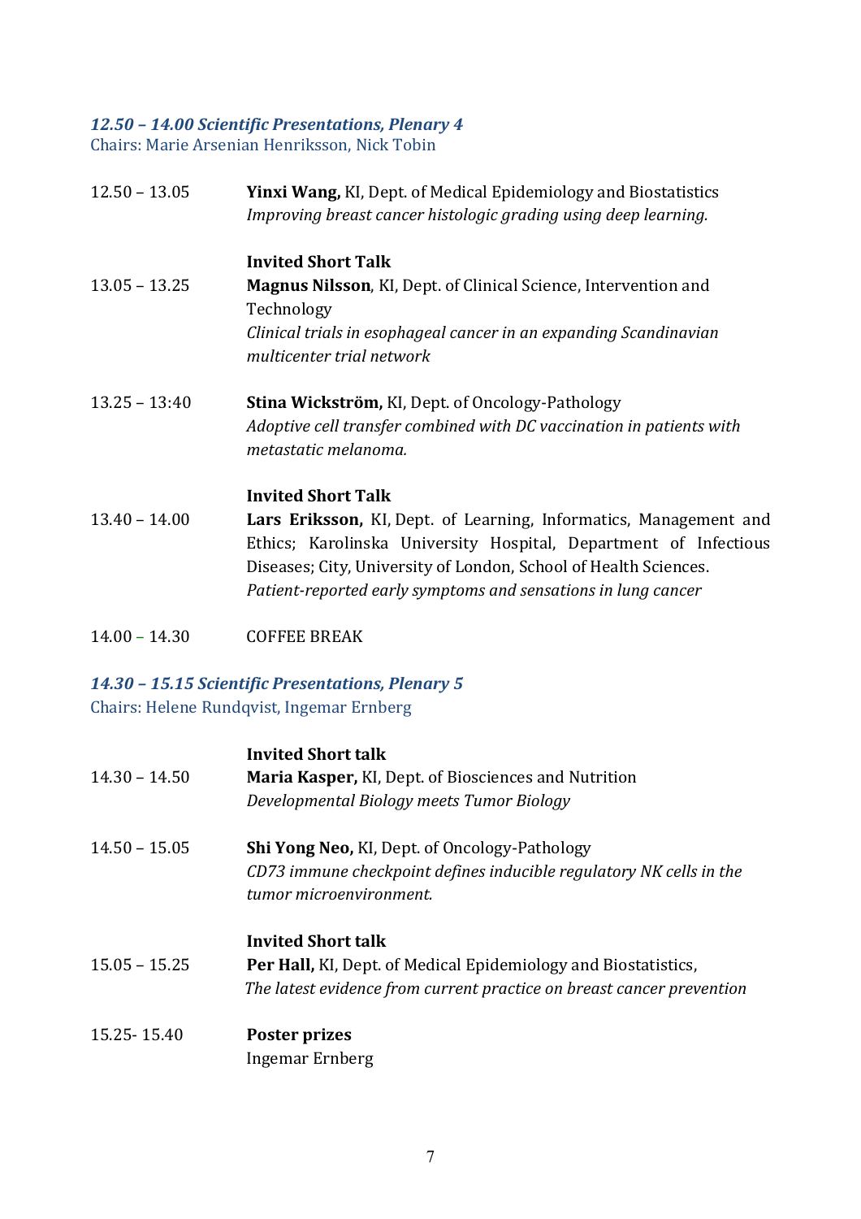### *12.50 – 14.00 Scientific Presentations, Plenary 4*

Chairs: Marie Arsenian Henriksson, Nick Tobin

| | |
|---|---|
| 12.50 – 13.05 | **Yinxi Wang,** KI, Dept. of Medical Epidemiology and Biostatistics<br>*Improving breast cancer histologic grading using deep learning.* |
| 13.05 – 13.25 | **Invited Short Talk**<br>**Magnus Nilsson**, KI, Dept. of Clinical Science, Intervention and Technology<br>*Clinical trials in esophageal cancer in an expanding Scandinavian multicenter trial network* |
| 13.25 – 13:40 | **Stina Wickström,** KI, Dept. of Oncology-Pathology<br>*Adoptive cell transfer combined with DC vaccination in patients with metastatic melanoma.* |
| 13.40 – 14.00 | **Invited Short Talk**<br>**Lars Eriksson,** KI, Dept. of Learning, Informatics, Management and Ethics; Karolinska University Hospital, Department of Infectious Diseases; City, University of London, School of Health Sciences.<br>*Patient-reported early symptoms and sensations in lung cancer* |
| 14.00 – 14.30 | COFFEE BREAK |

### *14.30 – 15.15 Scientific Presentations, Plenary 5*

Chairs: Helene Rundqvist, Ingemar Ernberg

| | |
|---|---|
| 14.30 – 14.50 | **Invited Short talk**<br>**Maria Kasper,** KI, Dept. of Biosciences and Nutrition<br>*Developmental Biology meets Tumor Biology* |
| 14.50 – 15.05 | **Shi Yong Neo,** KI, Dept. of Oncology-Pathology<br>*CD73 immune checkpoint defines inducible regulatory NK cells in the tumor microenvironment.* |
| 15.05 – 15.25 | **Invited Short talk**<br>**Per Hall,** KI, Dept. of Medical Epidemiology and Biostatistics,<br>*The latest evidence from current practice on breast cancer prevention* |
| 15.25- 15.40 | **Poster prizes**<br>Ingemar Ernberg |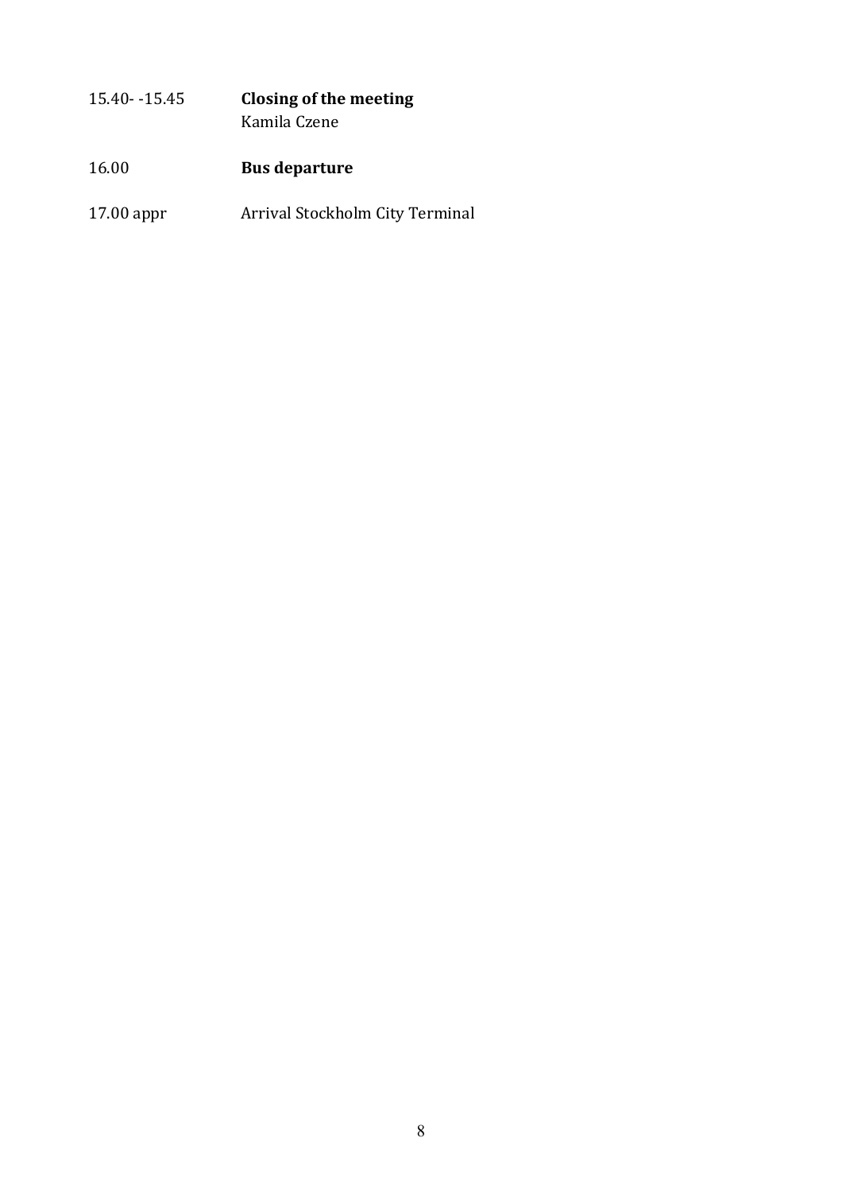| | | |
|---|---|---|
| 15.40- -15.45 | **Closing of the meeting**<br>Kamila Czene |
| 16.00 | **Bus departure** |
| 17.00 appr | Arrival Stockholm City Terminal |

| | |
|---|---|
| 15.40- -15.45 | **Closing of the meeting**<br>Kamila Czene |
| 16.00 | **Bus departure** |
| 17.00 appr | Arrival Stockholm City Terminal |